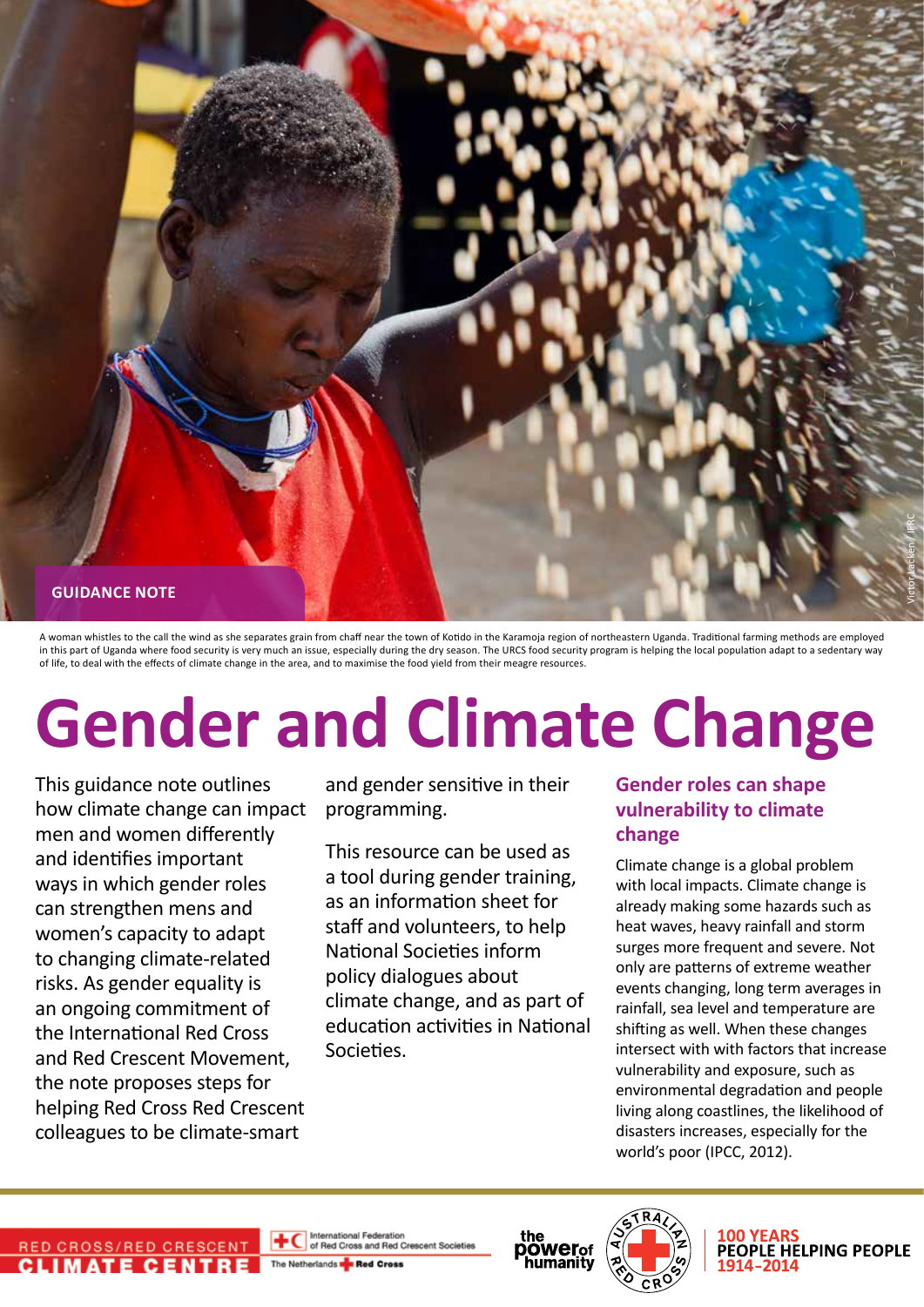GUIDANCE NOTE

A woman whistles to the call the wind as she separates grain from chaff near the town of Kotido in the Karamoja region of northeastern Uganda. Traditional farming methods are employed in this part of Uganda where food security is very much an issue, especially during the dry season. The URCS food security program is helping the local population adapt to a sedentary way of life, to deal with the effects of climate change in the area, and to maximise the food yield from their meagre resources.

# Gender and Climate Change

This guidance note outlines how climate change can impact men and women differently and identifies important ways in which gender roles can strengthen mens and women's capacity to adapt to changing climate-related risks. As gender equality is an ongoing commitment of the International Red Cross and Red Crescent Movement, the note proposes steps for helping Red Cross Red Crescent colleagues to be climate-smart and gender sensitive in their programming.

This resource can be used as a tool during gender training, as an information sheet for staff and volunteers, to help National Societies inform policy dialogues about climate change, and as part of education activities in National Societies.

## Gender roles can shape vulnerability to climate change

Climate change is a global problem with local impacts. Climate change is already making some hazards such as heat waves, heavy rainfall and storm surges more frequent and severe. Not only are patterns of extreme weather events changing, long term averages in rainfall, sea level and temperature are shifting as well. When these changes intersect with with factors that increase vulnerability and exposure, such as environmental degradation and people living along coastlines, the likelihood of disasters increases, especially for the world's poor (IPCC, 2012).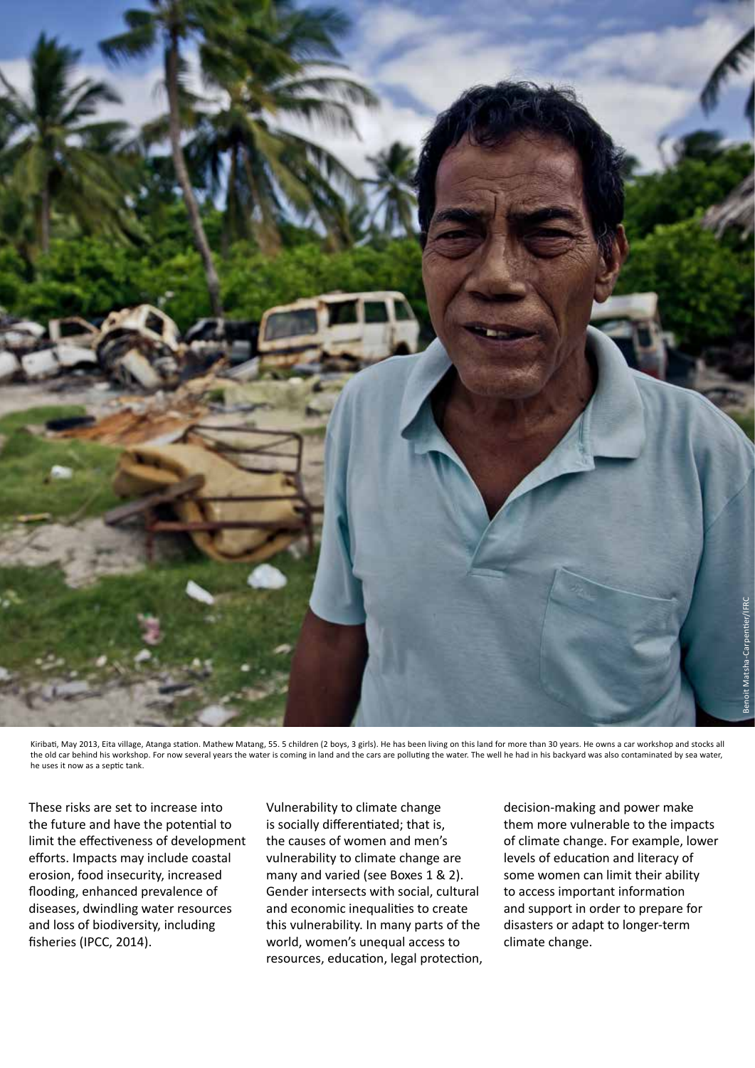Kiribati, May 2013, Eita village, Atanga station. Mathew Matang, 55. 5 children (2 boys, 3 girls). He has been living on this land for more than 30 years. He owns a car workshop and stocks all the old car behind his workshop. For now several years the water is coming in land and the cars are polluting the water. The well he had in his backyard was also contaminated by sea water, he uses it now as a septic tank.

These risks are set to increase into the future and have the potential to limit the effectiveness of development efforts. Impacts may include coastal erosion, food insecurity, increased flooding, enhanced prevalence of diseases, dwindling water resources and loss of biodiversity, including fisheries (IPCC, 2014).

Vulnerability to climate change is socially differentiated; that is, the causes of women and men's vulnerability to climate change are many and varied (see Boxes 1 & 2). Gender intersects with social, cultural and economic inequalities to create this vulnerability. In many parts of the world, women's unequal access to resources, education, legal protection, decision-making and power make them more vulnerable to the impacts of climate change. For example, lower levels of education and literacy of some women can limit their ability to access important information and support in order to prepare for disasters or adapt to longer-term climate change.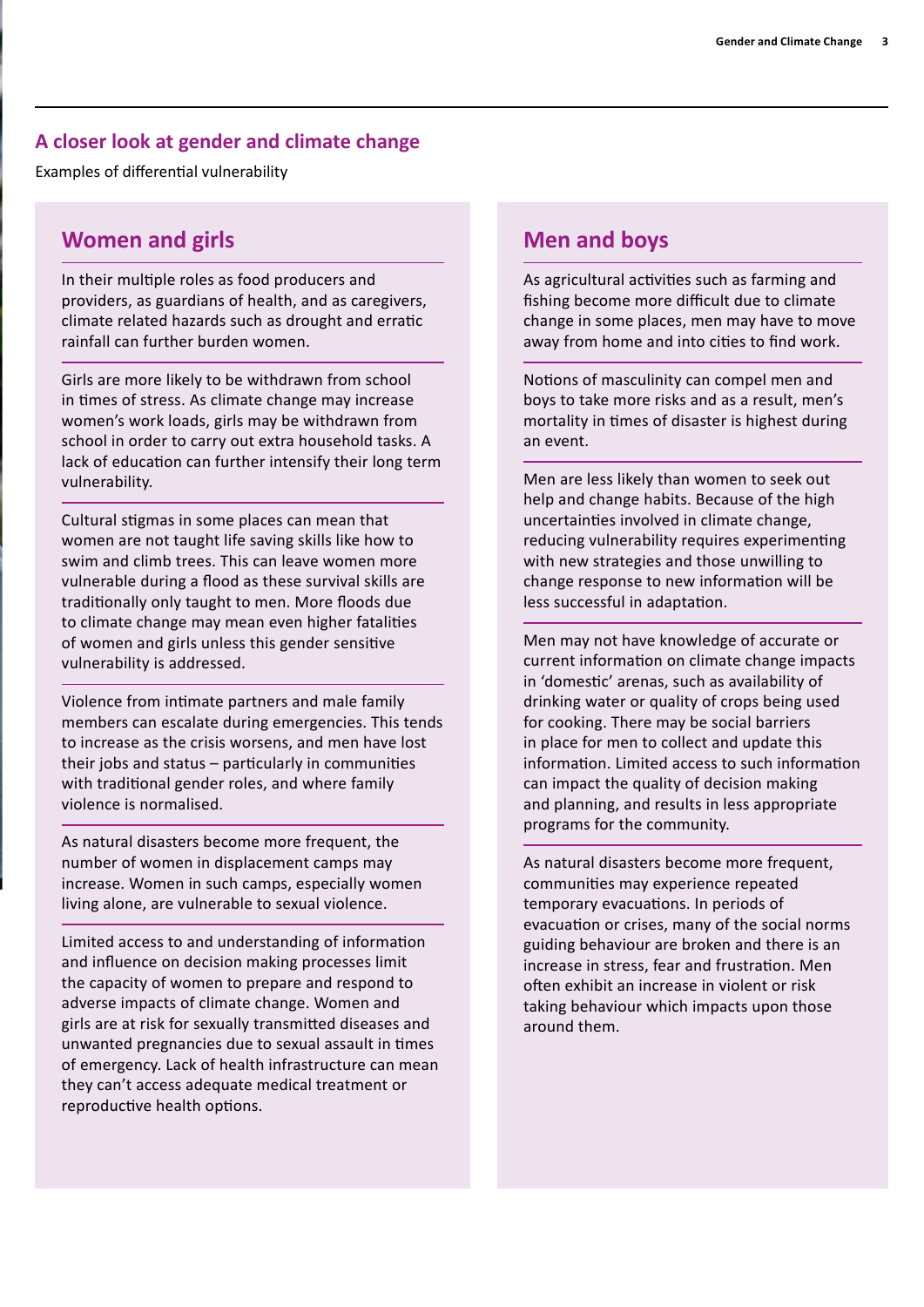## A closer look at gender and climate change

Examples of differential vulnerability

### Women and girls

In their multiple roles as food producers and providers, as guardians of health, and as caregivers, climate related hazards such as drought and erratic rainfall can further burden women.

Girls are more likely to be withdrawn from school in times of stress. As climate change may increase women's work loads, girls may be withdrawn from school in order to carry out extra household tasks. A lack of education can further intensify their long term vulnerability.

Cultural stigmas in some places can mean that women are not taught life saving skills like how to swim and climb trees. This can leave women more vulnerable during a flood as these survival skills are traditionally only taught to men. More floods due to climate change may mean even higher fatalities of women and girls unless this gender sensitive vulnerability is addressed.

Violence from intimate partners and male family members can escalate during emergencies. This tends to increase as the crisis worsens, and men have lost their jobs and status – particularly in communities with traditional gender roles, and where family violence is normalised.

As natural disasters become more frequent, the number of women in displacement camps may increase. Women in such camps, especially women living alone, are vulnerable to sexual violence.

Limited access to and understanding of information and influence on decision making processes limit the capacity of women to prepare and respond to adverse impacts of climate change. Women and girls are at risk for sexually transmitted diseases and unwanted pregnancies due to sexual assault in times of emergency. Lack of health infrastructure can mean they can't access adequate medical treatment or reproductive health options.

### Men and boys

As agricultural activities such as farming and fishing become more difficult due to climate change in some places, men may have to move away from home and into cities to find work.

Notions of masculinity can compel men and boys to take more risks and as a result, men's mortality in times of disaster is highest during an event.

Men are less likely than women to seek out help and change habits. Because of the high uncertainties involved in climate change, reducing vulnerability requires experimenting with new strategies and those unwilling to change response to new information will be less successful in adaptation.

Men may not have knowledge of accurate or current information on climate change impacts in 'domestic' arenas, such as availability of drinking water or quality of crops being used for cooking. There may be social barriers in place for men to collect and update this information. Limited access to such information can impact the quality of decision making and planning, and results in less appropriate programs for the community.

As natural disasters become more frequent, communities may experience repeated temporary evacuations. In periods of evacuation or crises, many of the social norms guiding behaviour are broken and there is an increase in stress, fear and frustration. Men often exhibit an increase in violent or risk taking behaviour which impacts upon those around them.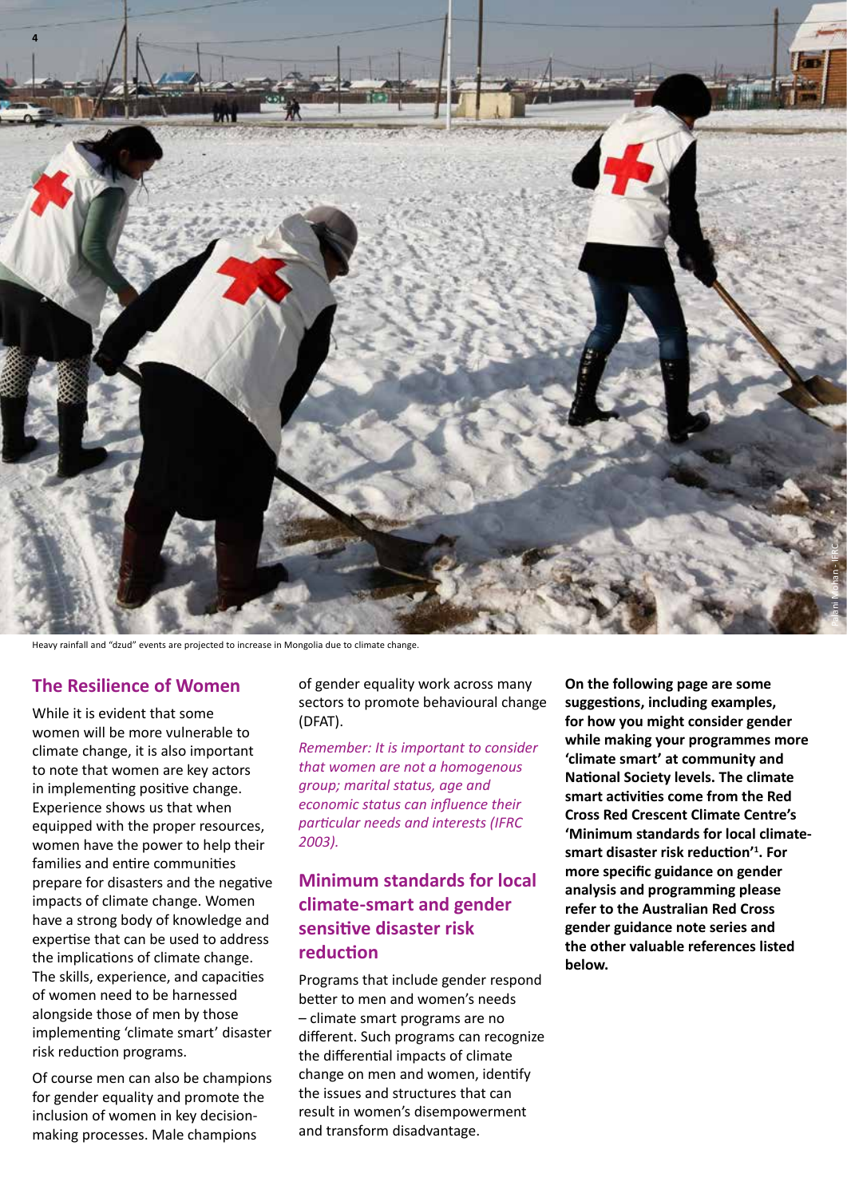Heavy rainfall and "dzud" events are projected to increase in Mongolia due to climate change.

## The Resilience of Women

While it is evident that some women will be more vulnerable to climate change, it is also important to note that women are key actors in implementing positive change. Experience shows us that when equipped with the proper resources, women have the power to help their families and entire communities prepare for disasters and the negative impacts of climate change. Women have a strong body of knowledge and expertise that can be used to address the implications of climate change. The skills, experience, and capacities of women need to be harnessed alongside those of men by those implementing 'climate smart' disaster risk reduction programs.

Of course men can also be champions for gender equality and promote the inclusion of women in key decision-making processes. Male champions of gender equality work across many sectors to promote behavioural change (DFAT).

*Remember: It is important to consider that women are not a homogenous group; marital status, age and economic status can influence their particular needs and interests (IFRC 2003).*

## Minimum standards for local climate-smart and gender sensitive disaster risk reduction

Programs that include gender respond better to men and women's needs – climate smart programs are no different. Such programs can recognize the differential impacts of climate change on men and women, identify the issues and structures that can result in women's disempowerment and transform disadvantage.

**On the following page are some suggestions, including examples, for how you might consider gender while making your programmes more 'climate smart' at community and National Society levels. The climate smart activities come from the Red Cross Red Crescent Climate Centre's 'Minimum standards for local climate-smart disaster risk reduction'[1]. For more specific guidance on gender analysis and programming please refer to the Australian Red Cross gender guidance note series and the other valuable references listed below.**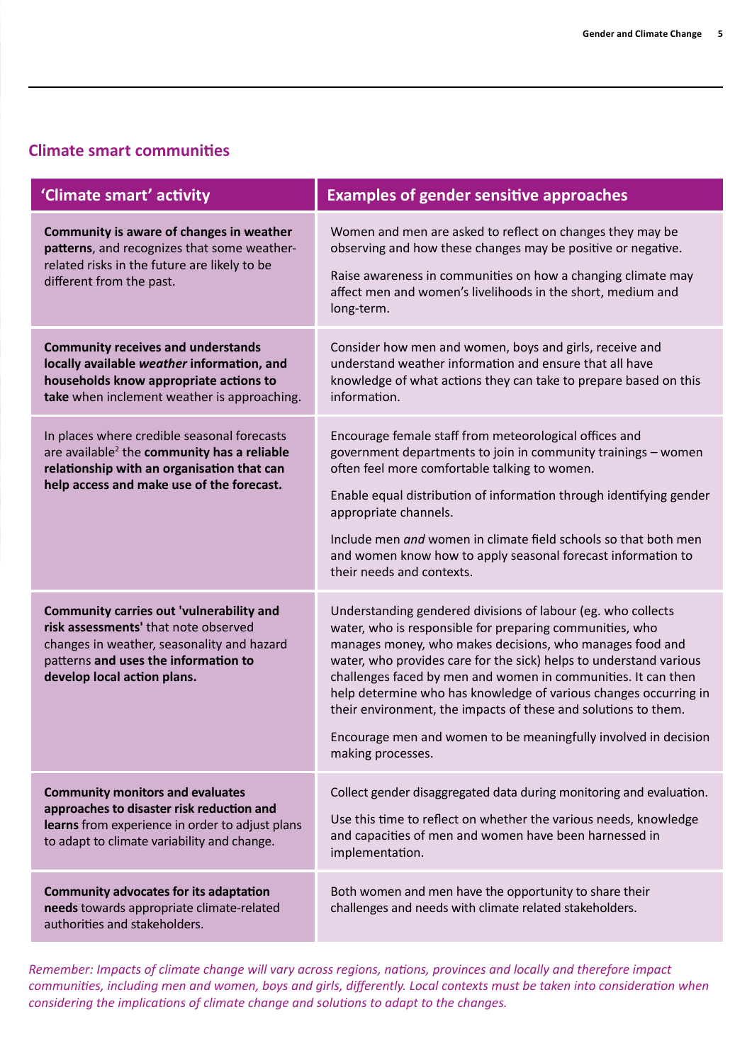## Climate smart communities

| 'Climate smart' activity | Examples of gender sensitive approaches |
|---|---|
| **Community is aware of changes in weather patterns**, and recognizes that some weather-related risks in the future are likely to be different from the past. | Women and men are asked to reflect on changes they may be observing and how these changes may be positive or negative.<br><br>Raise awareness in communities on how a changing climate may affect men and women's livelihoods in the short, medium and long-term. |
| **Community receives and understands locally available *weather* information, and households know appropriate actions to take** when inclement weather is approaching. | Consider how men and women, boys and girls, receive and understand weather information and ensure that all have knowledge of what actions they can take to prepare based on this information. |
| In places where credible seasonal forecasts are available[2] the **community has a reliable relationship with an organisation that can help access and make use of the forecast.** | Encourage female staff from meteorological offices and government departments to join in community trainings – women often feel more comfortable talking to women.<br><br>Enable equal distribution of information through identifying gender appropriate channels.<br><br>Include men *and* women in climate field schools so that both men and women know how to apply seasonal forecast information to their needs and contexts. |
| **Community carries out 'vulnerability and risk assessments'** that note observed changes in weather, seasonality and hazard patterns **and uses the information to develop local action plans.** | Understanding gendered divisions of labour (eg. who collects water, who is responsible for preparing communities, who manages money, who makes decisions, who manages food and water, who provides care for the sick) helps to understand various challenges faced by men and women in communities. It can then help determine who has knowledge of various changes occurring in their environment, the impacts of these and solutions to them.<br><br>Encourage men and women to be meaningfully involved in decision making processes. |
| **Community monitors and evaluates approaches to disaster risk reduction and learns** from experience in order to adjust plans to adapt to climate variability and change. | Collect gender disaggregated data during monitoring and evaluation.<br><br>Use this time to reflect on whether the various needs, knowledge and capacities of men and women have been harnessed in implementation. |
| **Community advocates for its adaptation needs** towards appropriate climate-related authorities and stakeholders. | Both women and men have the opportunity to share their challenges and needs with climate related stakeholders. |

*Remember: Impacts of climate change will vary across regions, nations, provinces and locally and therefore impact communities, including men and women, boys and girls, differently. Local contexts must be taken into consideration when considering the implications of climate change and solutions to adapt to the changes.*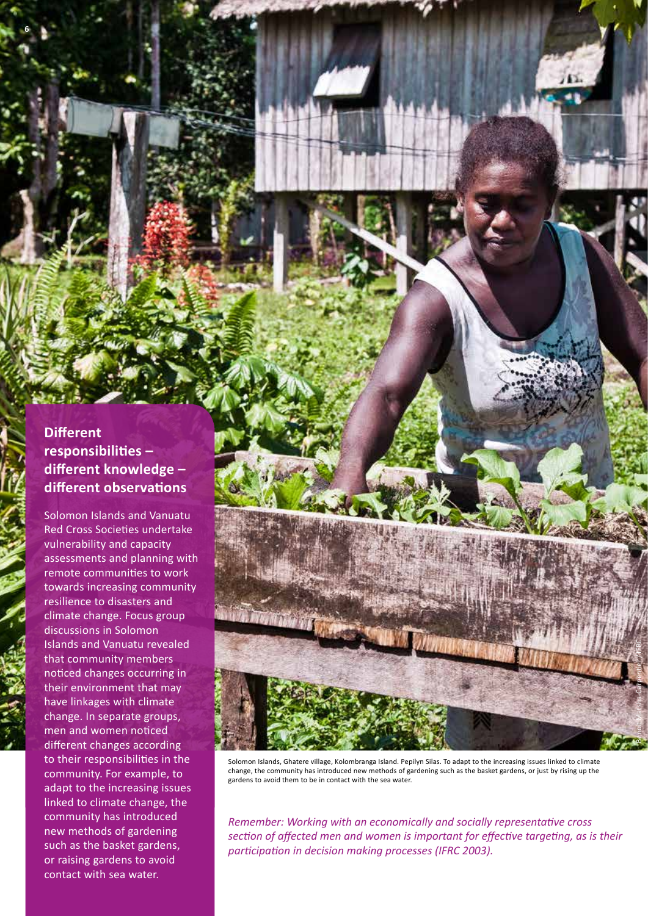## Different responsibilities – different knowledge – different observations

Solomon Islands and Vanuatu Red Cross Societies undertake vulnerability and capacity assessments and planning with remote communities to work towards increasing community resilience to disasters and climate change. Focus group discussions in Solomon Islands and Vanuatu revealed that community members noticed changes occurring in their environment that may have linkages with climate change. In separate groups, men and women noticed different changes according to their responsibilities in the community. For example, to adapt to the increasing issues linked to climate change, the community has introduced new methods of gardening such as the basket gardens, or raising gardens to avoid contact with sea water.

Solomon Islands, Ghatere village, Kolombranga Island. Pepilyn Silas. To adapt to the increasing issues linked to climate change, the community has introduced new methods of gardening such as the basket gardens, or just by rising up the gardens to avoid them to be in contact with the sea water.

Benoit Matsha-Carpentier / IFRC

*Remember: Working with an economically and socially representative cross section of affected men and women is important for effective targeting, as is their participation in decision making processes (IFRC 2003).*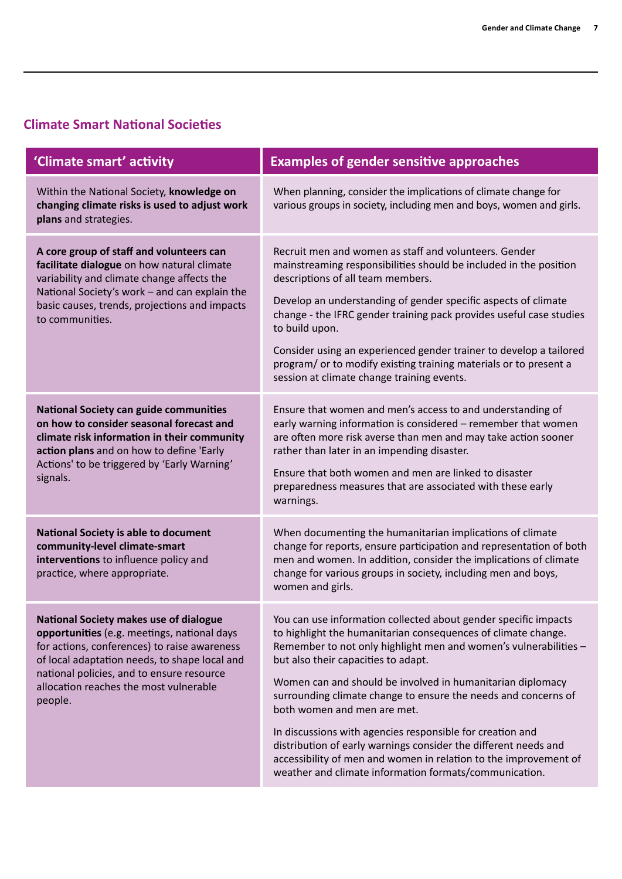## Climate Smart National Societies

| 'Climate smart' activity | Examples of gender sensitive approaches |
|---|---|
| Within the National Society, **knowledge on changing climate risks is used to adjust work plans** and strategies. | When planning, consider the implications of climate change for various groups in society, including men and boys, women and girls. |
| **A core group of staff and volunteers can facilitate dialogue** on how natural climate variability and climate change affects the National Society's work – and can explain the basic causes, trends, projections and impacts to communities. | Recruit men and women as staff and volunteers. Gender mainstreaming responsibilities should be included in the position descriptions of all team members.<br><br>Develop an understanding of gender specific aspects of climate change - the IFRC gender training pack provides useful case studies to build upon.<br><br>Consider using an experienced gender trainer to develop a tailored program/ or to modify existing training materials or to present a session at climate change training events. |
| **National Society can guide communities on how to consider seasonal forecast and climate risk information in their community action plans** and on how to define 'Early Actions' to be triggered by 'Early Warning' signals. | Ensure that women and men's access to and understanding of early warning information is considered – remember that women are often more risk averse than men and may take action sooner rather than later in an impending disaster.<br><br>Ensure that both women and men are linked to disaster preparedness measures that are associated with these early warnings. |
| **National Society is able to document community-level climate-smart interventions** to influence policy and practice, where appropriate. | When documenting the humanitarian implications of climate change for reports, ensure participation and representation of both men and women. In addition, consider the implications of climate change for various groups in society, including men and boys, women and girls. |
| **National Society makes use of dialogue opportunities** (e.g. meetings, national days for actions, conferences) to raise awareness of local adaptation needs, to shape local and national policies, and to ensure resource allocation reaches the most vulnerable people. | You can use information collected about gender specific impacts to highlight the humanitarian consequences of climate change. Remember to not only highlight men and women's vulnerabilities – but also their capacities to adapt.<br><br>Women can and should be involved in humanitarian diplomacy surrounding climate change to ensure the needs and concerns of both women and men are met.<br><br>In discussions with agencies responsible for creation and distribution of early warnings consider the different needs and accessibility of men and women in relation to the improvement of weather and climate information formats/communication. |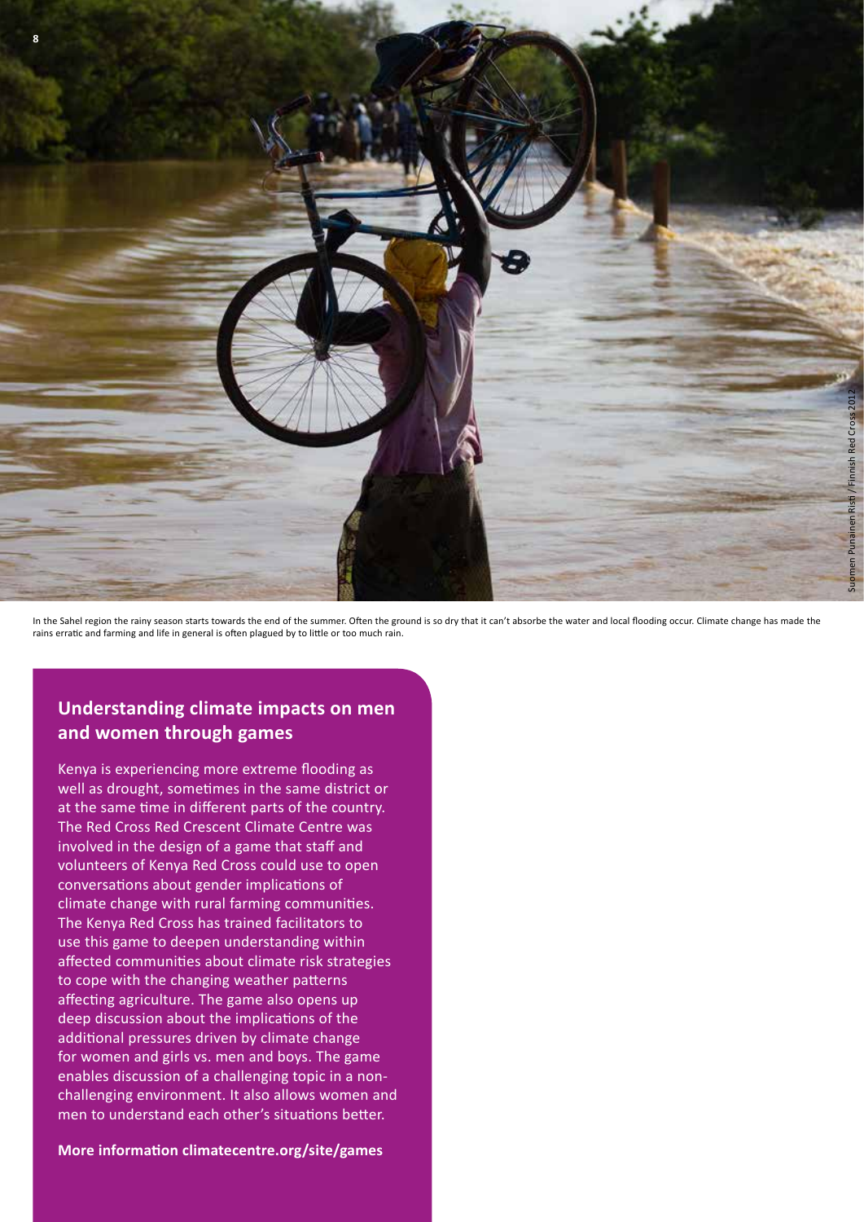In the Sahel region the rainy season starts towards the end of the summer. Often the ground is so dry that it can't absorb the water and local flooding occur. Climate change has made the rains erratic and farming and life in general is often plagued by to little or too much rain.

Suomen Punainen Risti / Finnish Red Cross 2012

## Understanding climate impacts on men and women through games

Kenya is experiencing more extreme flooding as well as drought, sometimes in the same district or at the same time in different parts of the country. The Red Cross Red Crescent Climate Centre was involved in the design of a game that staff and volunteers of Kenya Red Cross could use to open conversations about gender implications of climate change with rural farming communities. The Kenya Red Cross has trained facilitators to use this game to deepen understanding within affected communities about climate risk strategies to cope with the changing weather patterns affecting agriculture. The game also opens up deep discussion about the implications of the additional pressures driven by climate change for women and girls vs. men and boys. The game enables discussion of a challenging topic in a non-challenging environment. It also allows women and men to understand each other's situations better.

**More information climatecentre.org/site/games**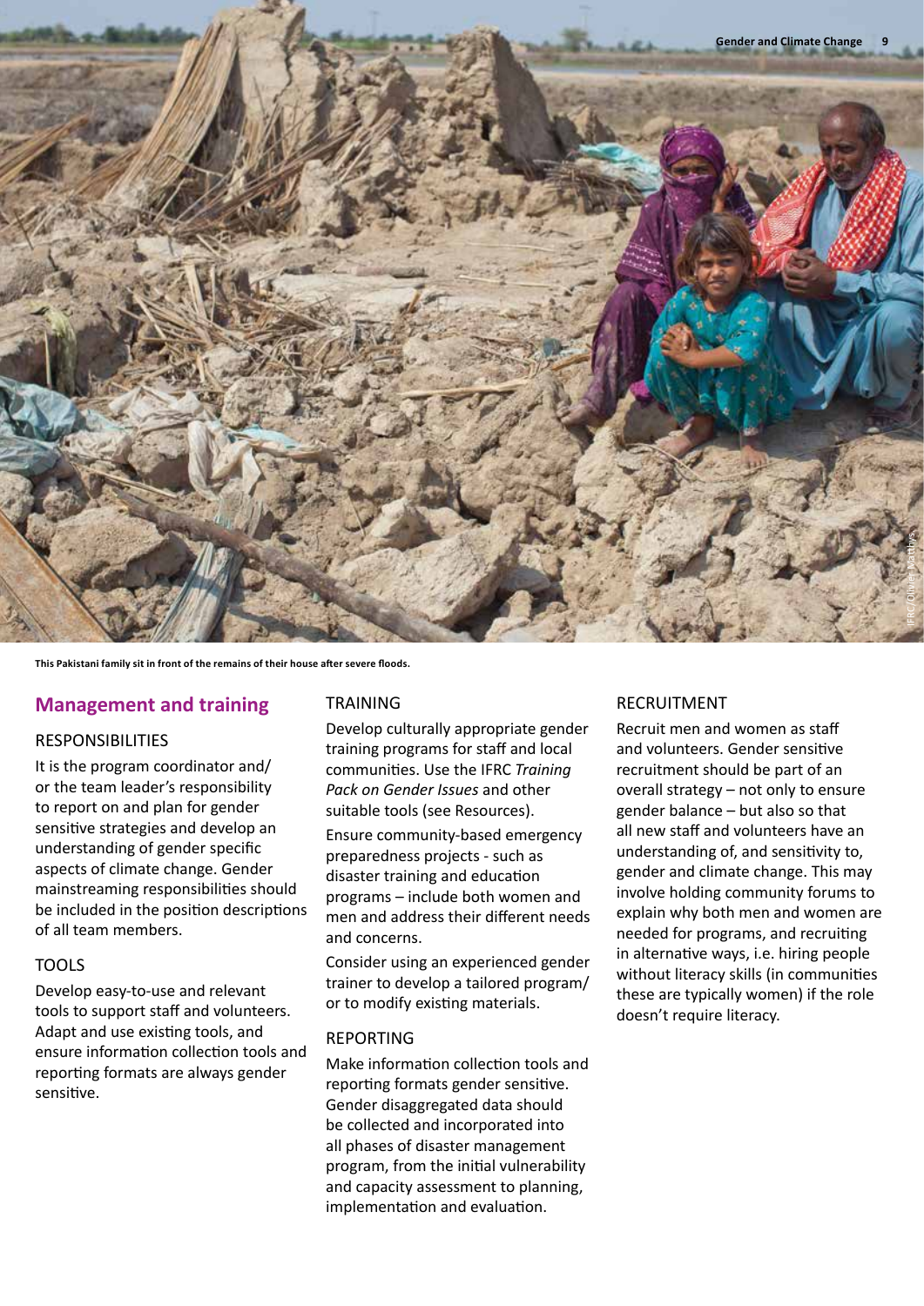This Pakistani family sit in front of the remains of their house after severe floods.

## Management and training

### RESPONSIBILITIES

It is the program coordinator and/or the team leader's responsibility to report on and plan for gender sensitive strategies and develop an understanding of gender specific aspects of climate change. Gender mainstreaming responsibilities should be included in the position descriptions of all team members.

### TOOLS

Develop easy-to-use and relevant tools to support staff and volunteers. Adapt and use existing tools, and ensure information collection tools and reporting formats are always gender sensitive.

### TRAINING

Develop culturally appropriate gender training programs for staff and local communities. Use the IFRC *Training Pack on Gender Issues* and other suitable tools (see Resources).

Ensure community-based emergency preparedness projects - such as disaster training and education programs – include both women and men and address their different needs and concerns.

Consider using an experienced gender trainer to develop a tailored program/or to modify existing materials.

### REPORTING

Make information collection tools and reporting formats gender sensitive. Gender disaggregated data should be collected and incorporated into all phases of disaster management program, from the initial vulnerability and capacity assessment to planning, implementation and evaluation.

### RECRUITMENT

Recruit men and women as staff and volunteers. Gender sensitive recruitment should be part of an overall strategy – not only to ensure gender balance – but also so that all new staff and volunteers have an understanding of, and sensitivity to, gender and climate change. This may involve holding community forums to explain why both men and women are needed for programs, and recruiting in alternative ways, i.e. hiring people without literacy skills (in communities these are typically women) if the role doesn't require literacy.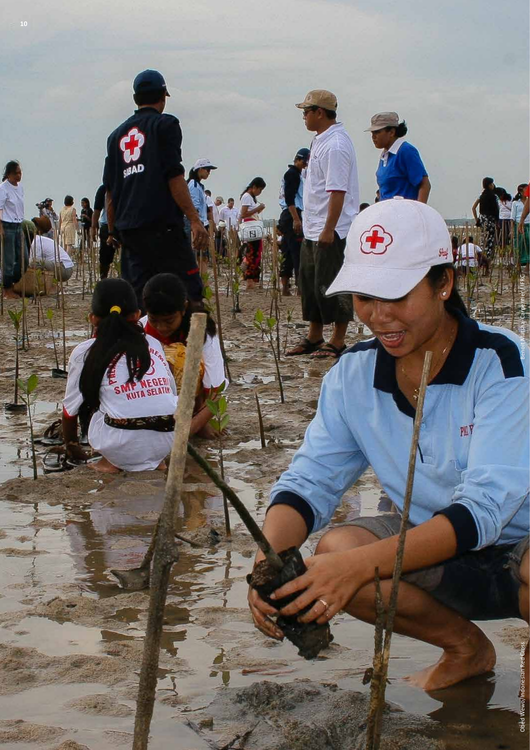Benoit Matsha-Carpentier / IFRC

Oded Wewo/Indonesian Red Cross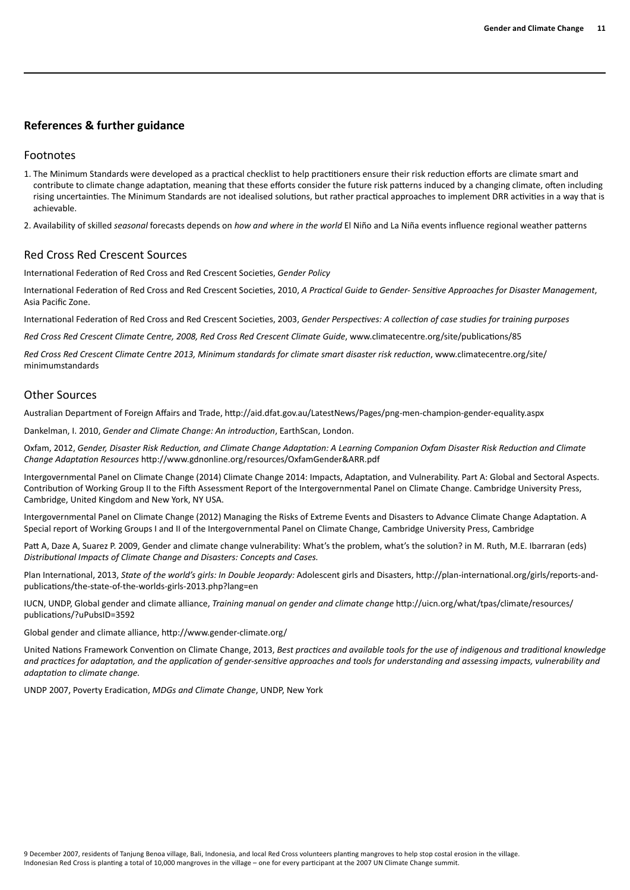## References & further guidance

### Footnotes

1. The Minimum Standards were developed as a practical checklist to help practitioners ensure their risk reduction efforts are climate smart and contribute to climate change adaptation, meaning that these efforts consider the future risk patterns induced by a changing climate, often including rising uncertainties. The Minimum Standards are not idealised solutions, but rather practical approaches to implement DRR activities in a way that is achievable.

2. Availability of skilled *seasonal* forecasts depends on *how and where in the world* El Niño and La Niña events influence regional weather patterns

### Red Cross Red Crescent Sources

International Federation of Red Cross and Red Crescent Societies, *Gender Policy*

International Federation of Red Cross and Red Crescent Societies, 2010, *A Practical Guide to Gender- Sensitive Approaches for Disaster Management*, Asia Pacific Zone.

International Federation of Red Cross and Red Crescent Societies, 2003, *Gender Perspectives: A collection of case studies for training purposes*

*Red Cross Red Crescent Climate Centre, 2008, Red Cross Red Crescent Climate Guide*, www.climatecentre.org/site/publications/85

*Red Cross Red Crescent Climate Centre 2013, Minimum standards for climate smart disaster risk reduction*, www.climatecentre.org/site/minimumstandards

### Other Sources

Australian Department of Foreign Affairs and Trade, http://aid.dfat.gov.au/LatestNews/Pages/png-men-champion-gender-equality.aspx

Dankelman, I. 2010, *Gender and Climate Change: An introduction*, EarthScan, London.

Oxfam, 2012, *Gender, Disaster Risk Reduction, and Climate Change Adaptation: A Learning Companion Oxfam Disaster Risk Reduction and Climate Change Adaptation Resources* http://www.gdnonline.org/resources/OxfamGender&ARR.pdf

Intergovernmental Panel on Climate Change (2014) Climate Change 2014: Impacts, Adaptation, and Vulnerability. Part A: Global and Sectoral Aspects. Contribution of Working Group II to the Fifth Assessment Report of the Intergovernmental Panel on Climate Change. Cambridge University Press, Cambridge, United Kingdom and New York, NY USA.

Intergovernmental Panel on Climate Change (2012) Managing the Risks of Extreme Events and Disasters to Advance Climate Change Adaptation. A Special report of Working Groups I and II of the Intergovernmental Panel on Climate Change, Cambridge University Press, Cambridge

Patt A, Daze A, Suarez P. 2009, Gender and climate change vulnerability: What's the problem, what's the solution? in M. Ruth, M.E. Ibarraran (eds) *Distributional Impacts of Climate Change and Disasters: Concepts and Cases.*

Plan International, 2013, *State of the world's girls: In Double Jeopardy:* Adolescent girls and Disasters, http://plan-international.org/girls/reports-and-publications/the-state-of-the-worlds-girls-2013.php?lang=en

IUCN, UNDP, Global gender and climate alliance, *Training manual on gender and climate change* http://uicn.org/what/tpas/climate/resources/publications/?uPubsID=3592

Global gender and climate alliance, http://www.gender-climate.org/

United Nations Framework Convention on Climate Change, 2013, *Best practices and available tools for the use of indigenous and traditional knowledge and practices for adaptation, and the application of gender-sensitive approaches and tools for understanding and assessing impacts, vulnerability and adaptation to climate change.*

UNDP 2007, Poverty Eradication, *MDGs and Climate Change*, UNDP, New York

9 December 2007, residents of Tanjung Benoa village, Bali, Indonesia, and local Red Cross volunteers planting mangroves to help stop costal erosion in the village. Indonesian Red Cross is planting a total of 10,000 mangroves in the village – one for every participant at the 2007 UN Climate Change summit.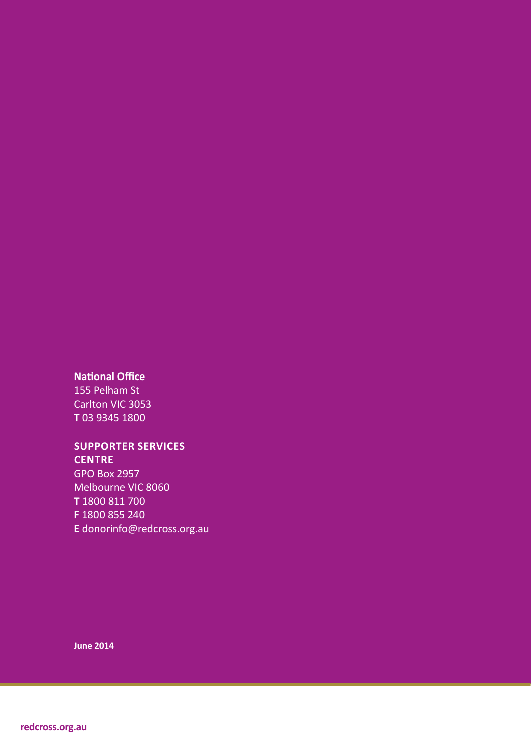**National Office**
155 Pelham St
Carlton VIC 3053
**T** 03 9345 1800

**SUPPORTER SERVICES CENTRE**
GPO Box 2957
Melbourne VIC 8060
**T** 1800 811 700
**F** 1800 855 240
**E** donorinfo@redcross.org.au

**June 2014**

**redcross.org.au**